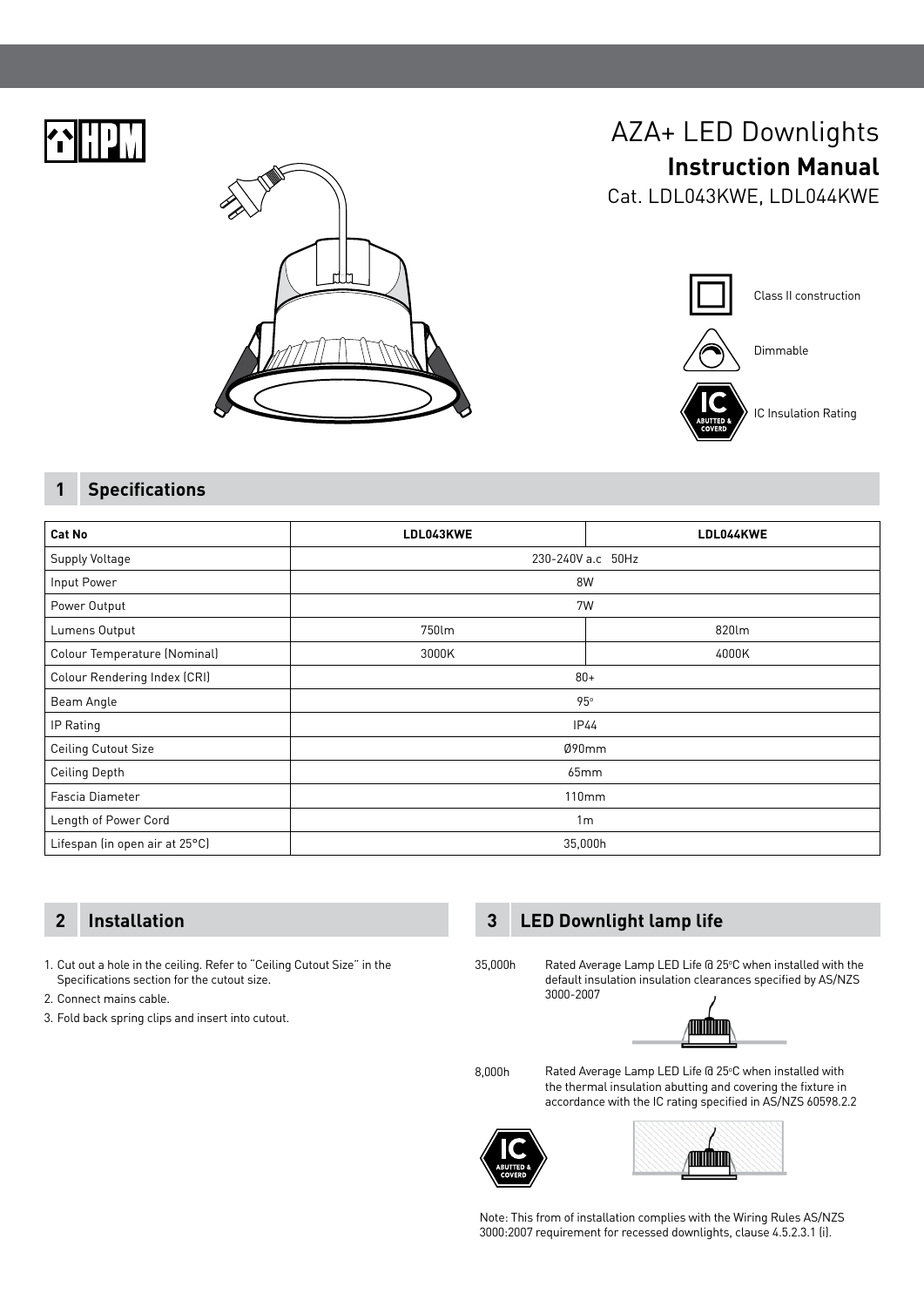HPM

# AZA+ LED Downlights

## Instruction Manual

Cat. LDL043KWE, LDL044KWE

Class II construction

Dimmable

IC Insulation Rating

## 1 Specifications

| Cat No | LDL043KWE | LDL044KWE |
|---|---|---|
| Supply Voltage | 230-240V a.c 50Hz | |
| Input Power | 8W | |
| Power Output | 7W | |
| Lumens Output | 750lm | 820lm |
| Colour Temperature (Nominal) | 3000K | 4000K |
| Colour Rendering Index (CRI) | 80+ | |
| Beam Angle | 95° | |
| IP Rating | IP44 | |
| Ceiling Cutout Size | Ø90mm | |
| Ceiling Depth | 65mm | |
| Fascia Diameter | 110mm | |
| Length of Power Cord | 1m | |
| Lifespan (in open air at 25°C) | 35,000h | |

## 2 Installation

1. Cut out a hole in the ceiling. Refer to "Ceiling Cutout Size" in the Specifications section for the cutout size.
2. Connect mains cable.
3. Fold back spring clips and insert into cutout.

## 3 LED Downlight lamp life

35,000h — Rated Average Lamp LED Life @ 25°C when installed with the default insulation insulation clearances specified by AS/NZS 3000-2007

8,000h — Rated Average Lamp LED Life @ 25°C when installed with the thermal insulation abutting and covering the fixture in accordance with the IC rating specified in AS/NZS 60598.2.2

Note: This from of installation complies with the Wiring Rules AS/NZS 3000:2007 requirement for recessed downlights, clause 4.5.2.3.1 (i).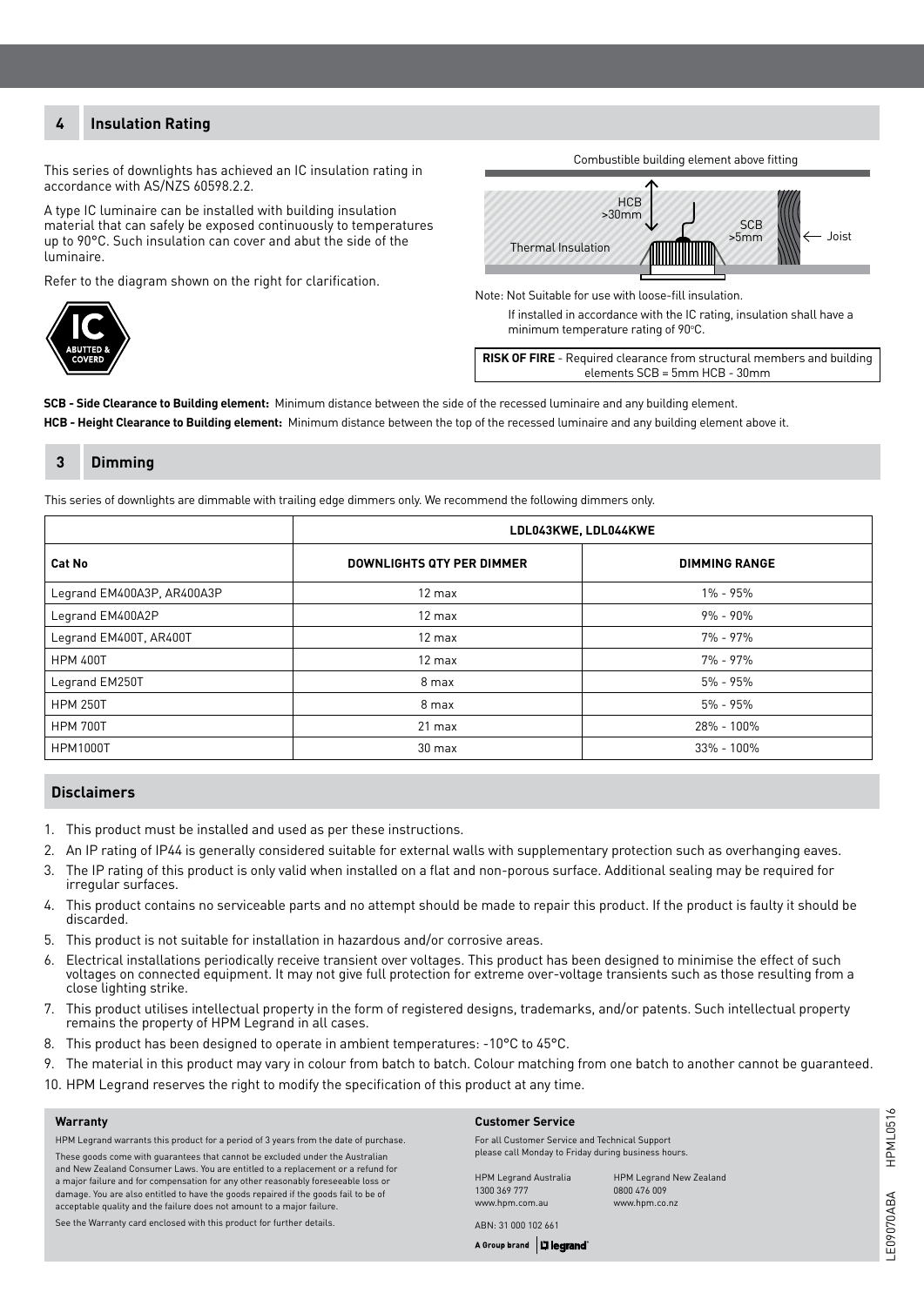## 4 Insulation Rating

This series of downlights has achieved an IC insulation rating in accordance with AS/NZS 60598.2.2.

A type IC luminaire can be installed with building insulation material that can safely be exposed continuously to temperatures up to 90°C. Such insulation can cover and abut the side of the luminaire.

Refer to the diagram shown on the right for clarification.

IC
ABUTTED & COVERD

Combustible building element above fitting

HCB
>30mm

SCB
>5mm

Thermal Insulation

Joist

Note: Not Suitable for use with loose-fill insulation.

If installed in accordance with the IC rating, insulation shall have a minimum temperature rating of 90°C.

**RISK OF FIRE** - Required clearance from structural members and building elements SCB = 5mm HCB - 30mm

**SCB - Side Clearance to Building element:** Minimum distance between the side of the recessed luminaire and any building element.

**HCB - Height Clearance to Building element:** Minimum distance between the top of the recessed luminaire and any building element above it.

## 3 Dimming

This series of downlights are dimmable with trailing edge dimmers only. We recommend the following dimmers only.

| | LDL043KWE, LDL044KWE | |
|---|---|---|
| **Cat No** | **DOWNLIGHTS QTY PER DIMMER** | **DIMMING RANGE** |
| Legrand EM400A3P, AR400A3P | 12 max | 1% - 95% |
| Legrand EM400A2P | 12 max | 9% - 90% |
| Legrand EM400T, AR400T | 12 max | 7% - 97% |
| HPM 400T | 12 max | 7% - 97% |
| Legrand EM250T | 8 max | 5% - 95% |
| HPM 250T | 8 max | 5% - 95% |
| HPM 700T | 21 max | 28% - 100% |
| HPM1000T | 30 max | 33% - 100% |

## Disclaimers

1. This product must be installed and used as per these instructions.
2. An IP rating of IP44 is generally considered suitable for external walls with supplementary protection such as overhanging eaves.
3. The IP rating of this product is only valid when installed on a flat and non-porous surface. Additional sealing may be required for irregular surfaces.
4. This product contains no serviceable parts and no attempt should be made to repair this product. If the product is faulty it should be discarded.
5. This product is not suitable for installation in hazardous and/or corrosive areas.
6. Electrical installations periodically receive transient over voltages. This product has been designed to minimise the effect of such voltages on connected equipment. It may not give full protection for extreme over-voltage transients such as those resulting from a close lighting strike.
7. This product utilises intellectual property in the form of registered designs, trademarks, and/or patents. Such intellectual property remains the property of HPM Legrand in all cases.
8. This product has been designed to operate in ambient temperatures: -10°C to 45°C.
9. The material in this product may vary in colour from batch to batch. Colour matching from one batch to another cannot be guaranteed.
10. HPM Legrand reserves the right to modify the specification of this product at any time.

### Warranty

HPM Legrand warrants this product for a period of 3 years from the date of purchase.

These goods come with guarantees that cannot be excluded under the Australian and New Zealand Consumer Laws. You are entitled to a replacement or a refund for a major failure and for compensation for any other reasonably foreseeable loss or damage. You are also entitled to have the goods repaired if the goods fail to be of acceptable quality and the failure does not amount to a major failure.

See the Warranty card enclosed with this product for further details.

### Customer Service

For all Customer Service and Technical Support please call Monday to Friday during business hours.

HPM Legrand Australia
1300 369 777
www.hpm.com.au

HPM Legrand New Zealand
0800 476 009
www.hpm.co.nz

ABN: 31 000 102 661

A Group brand legrand

LE09070ABA HPML0516